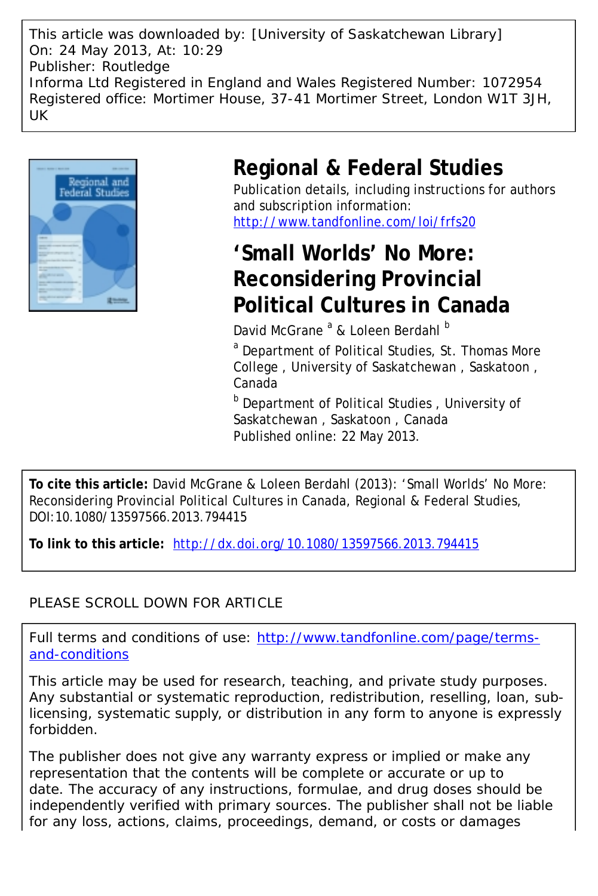This article was downloaded by: [University of Saskatchewan Library]
On: 24 May 2013, At: 10:29
Publisher: Routledge
Informa Ltd Registered in England and Wales Registered Number: 1072954
Registered office: Mortimer House, 37-41 Mortimer Street, London W1T 3JH, UK

# Regional & Federal Studies

Publication details, including instructions for authors and subscription information:
http://www.tandfonline.com/loi/frfs20

# 'Small Worlds' No More: Reconsidering Provincial Political Cultures in Canada

David McGrane [a] & Loleen Berdahl [b]

[a] Department of Political Studies, St. Thomas More College , University of Saskatchewan , Saskatoon , Canada

[b] Department of Political Studies , University of Saskatchewan , Saskatoon , Canada

Published online: 22 May 2013.

**To cite this article:** David McGrane & Loleen Berdahl (2013): 'Small Worlds' No More: Reconsidering Provincial Political Cultures in Canada, Regional & Federal Studies, DOI:10.1080/13597566.2013.794415

**To link to this article:** http://dx.doi.org/10.1080/13597566.2013.794415

PLEASE SCROLL DOWN FOR ARTICLE

Full terms and conditions of use: http://www.tandfonline.com/page/terms-and-conditions

This article may be used for research, teaching, and private study purposes. Any substantial or systematic reproduction, redistribution, reselling, loan, sub-licensing, systematic supply, or distribution in any form to anyone is expressly forbidden.

The publisher does not give any warranty express or implied or make any representation that the contents will be complete or accurate or up to date. The accuracy of any instructions, formulae, and drug doses should be independently verified with primary sources. The publisher shall not be liable for any loss, actions, claims, proceedings, demand, or costs or damages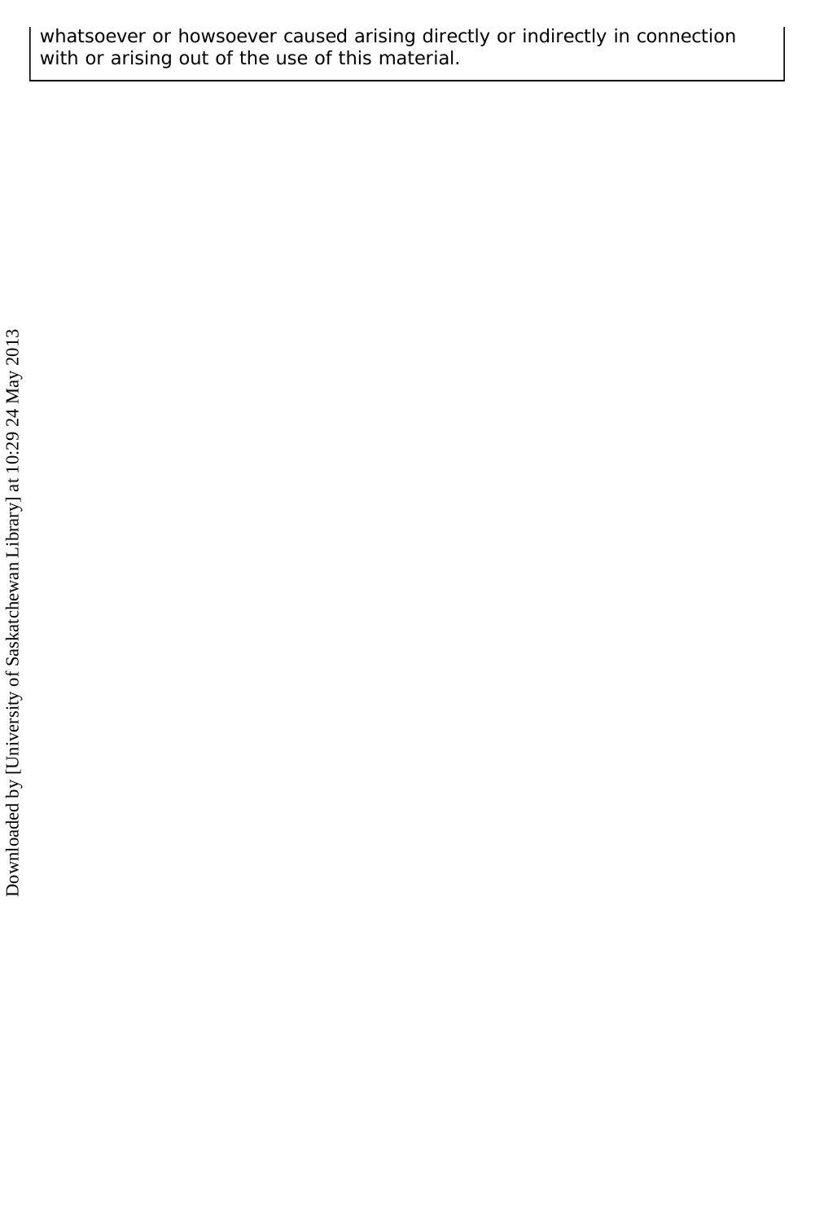whatsoever or howsoever caused arising directly or indirectly in connection with or arising out of the use of this material.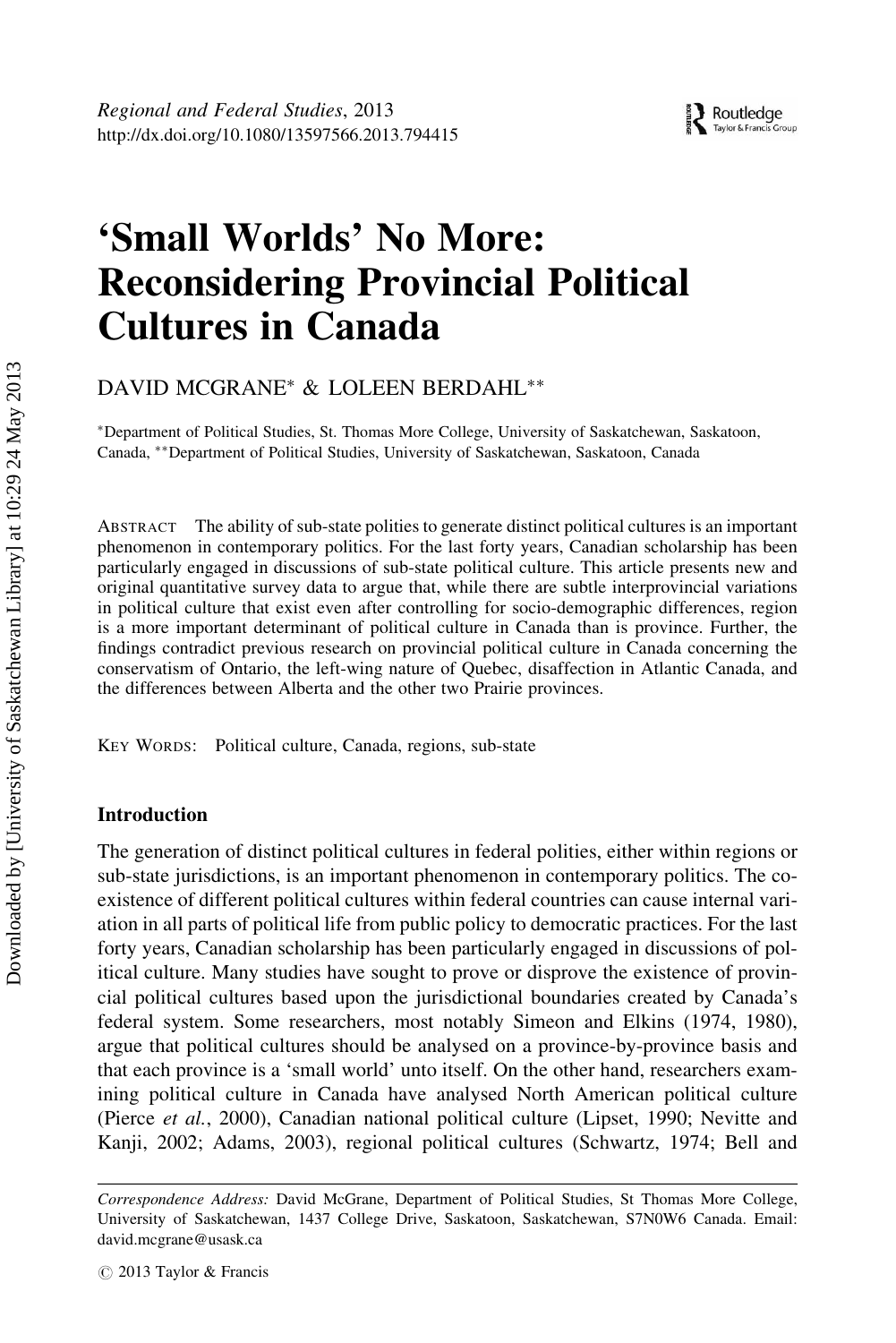# 'Small Worlds' No More: Reconsidering Provincial Political Cultures in Canada

DAVID MCGRANE* & LOLEEN BERDAHL**

*Department of Political Studies, St. Thomas More College, University of Saskatchewan, Saskatoon, Canada, **Department of Political Studies, University of Saskatchewan, Saskatoon, Canada

ABSTRACT The ability of sub-state polities to generate distinct political cultures is an important phenomenon in contemporary politics. For the last forty years, Canadian scholarship has been particularly engaged in discussions of sub-state political culture. This article presents new and original quantitative survey data to argue that, while there are subtle interprovincial variations in political culture that exist even after controlling for socio-demographic differences, region is a more important determinant of political culture in Canada than is province. Further, the findings contradict previous research on provincial political culture in Canada concerning the conservatism of Ontario, the left-wing nature of Quebec, disaffection in Atlantic Canada, and the differences between Alberta and the other two Prairie provinces.

KEY WORDS: Political culture, Canada, regions, sub-state

## Introduction

The generation of distinct political cultures in federal polities, either within regions or sub-state jurisdictions, is an important phenomenon in contemporary politics. The co-existence of different political cultures within federal countries can cause internal variation in all parts of political life from public policy to democratic practices. For the last forty years, Canadian scholarship has been particularly engaged in discussions of political culture. Many studies have sought to prove or disprove the existence of provincial political cultures based upon the jurisdictional boundaries created by Canada's federal system. Some researchers, most notably Simeon and Elkins (1974, 1980), argue that political cultures should be analysed on a province-by-province basis and that each province is a 'small world' unto itself. On the other hand, researchers examining political culture in Canada have analysed North American political culture (Pierce *et al.*, 2000), Canadian national political culture (Lipset, 1990; Nevitte and Kanji, 2002; Adams, 2003), regional political cultures (Schwartz, 1974; Bell and

*Correspondence Address:* David McGrane, Department of Political Studies, St Thomas More College, University of Saskatchewan, 1437 College Drive, Saskatoon, Saskatchewan, S7N0W6 Canada. Email: david.mcgrane@usask.ca

© 2013 Taylor & Francis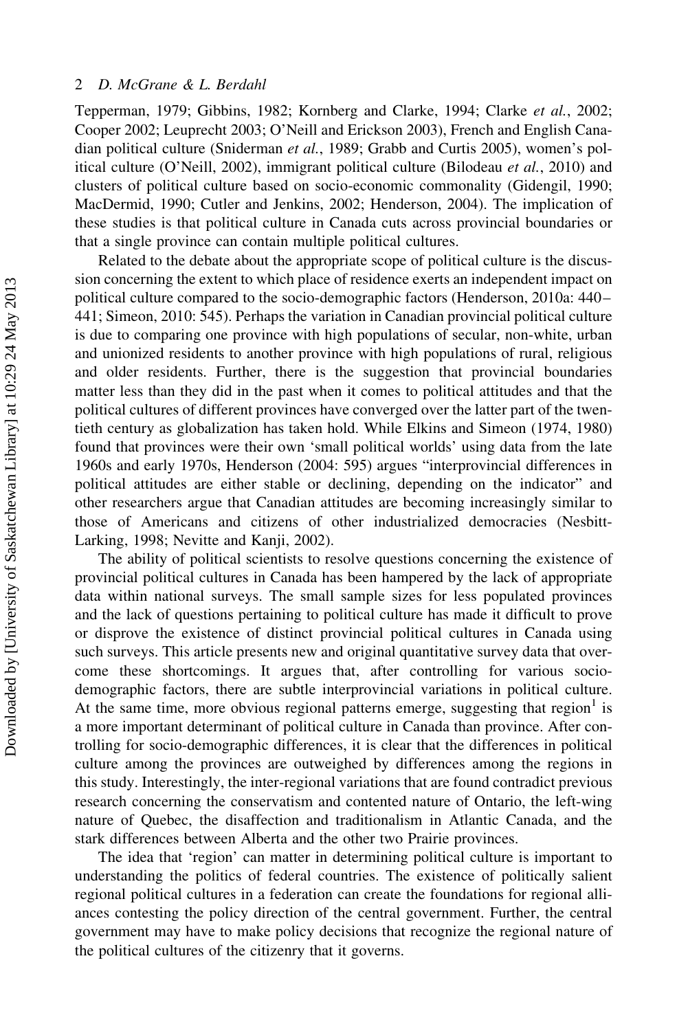Tepperman, 1979; Gibbins, 1982; Kornberg and Clarke, 1994; Clarke *et al.*, 2002; Cooper 2002; Leuprecht 2003; O'Neill and Erickson 2003), French and English Canadian political culture (Sniderman *et al.*, 1989; Grabb and Curtis 2005), women's political culture (O'Neill, 2002), immigrant political culture (Bilodeau *et al.*, 2010) and clusters of political culture based on socio-economic commonality (Gidengil, 1990; MacDermid, 1990; Cutler and Jenkins, 2002; Henderson, 2004). The implication of these studies is that political culture in Canada cuts across provincial boundaries or that a single province can contain multiple political cultures.

Related to the debate about the appropriate scope of political culture is the discussion concerning the extent to which place of residence exerts an independent impact on political culture compared to the socio-demographic factors (Henderson, 2010a: 440–441; Simeon, 2010: 545). Perhaps the variation in Canadian provincial political culture is due to comparing one province with high populations of secular, non-white, urban and unionized residents to another province with high populations of rural, religious and older residents. Further, there is the suggestion that provincial boundaries matter less than they did in the past when it comes to political attitudes and that the political cultures of different provinces have converged over the latter part of the twentieth century as globalization has taken hold. While Elkins and Simeon (1974, 1980) found that provinces were their own 'small political worlds' using data from the late 1960s and early 1970s, Henderson (2004: 595) argues "interprovincial differences in political attitudes are either stable or declining, depending on the indicator" and other researchers argue that Canadian attitudes are becoming increasingly similar to those of Americans and citizens of other industrialized democracies (Nesbitt-Larking, 1998; Nevitte and Kanji, 2002).

The ability of political scientists to resolve questions concerning the existence of provincial political cultures in Canada has been hampered by the lack of appropriate data within national surveys. The small sample sizes for less populated provinces and the lack of questions pertaining to political culture has made it difficult to prove or disprove the existence of distinct provincial political cultures in Canada using such surveys. This article presents new and original quantitative survey data that overcome these shortcomings. It argues that, after controlling for various socio-demographic factors, there are subtle interprovincial variations in political culture. At the same time, more obvious regional patterns emerge, suggesting that region[1] is a more important determinant of political culture in Canada than province. After controlling for socio-demographic differences, it is clear that the differences in political culture among the provinces are outweighed by differences among the regions in this study. Interestingly, the inter-regional variations that are found contradict previous research concerning the conservatism and contented nature of Ontario, the left-wing nature of Quebec, the disaffection and traditionalism in Atlantic Canada, and the stark differences between Alberta and the other two Prairie provinces.

The idea that 'region' can matter in determining political culture is important to understanding the politics of federal countries. The existence of politically salient regional political cultures in a federation can create the foundations for regional alliances contesting the policy direction of the central government. Further, the central government may have to make policy decisions that recognize the regional nature of the political cultures of the citizenry that it governs.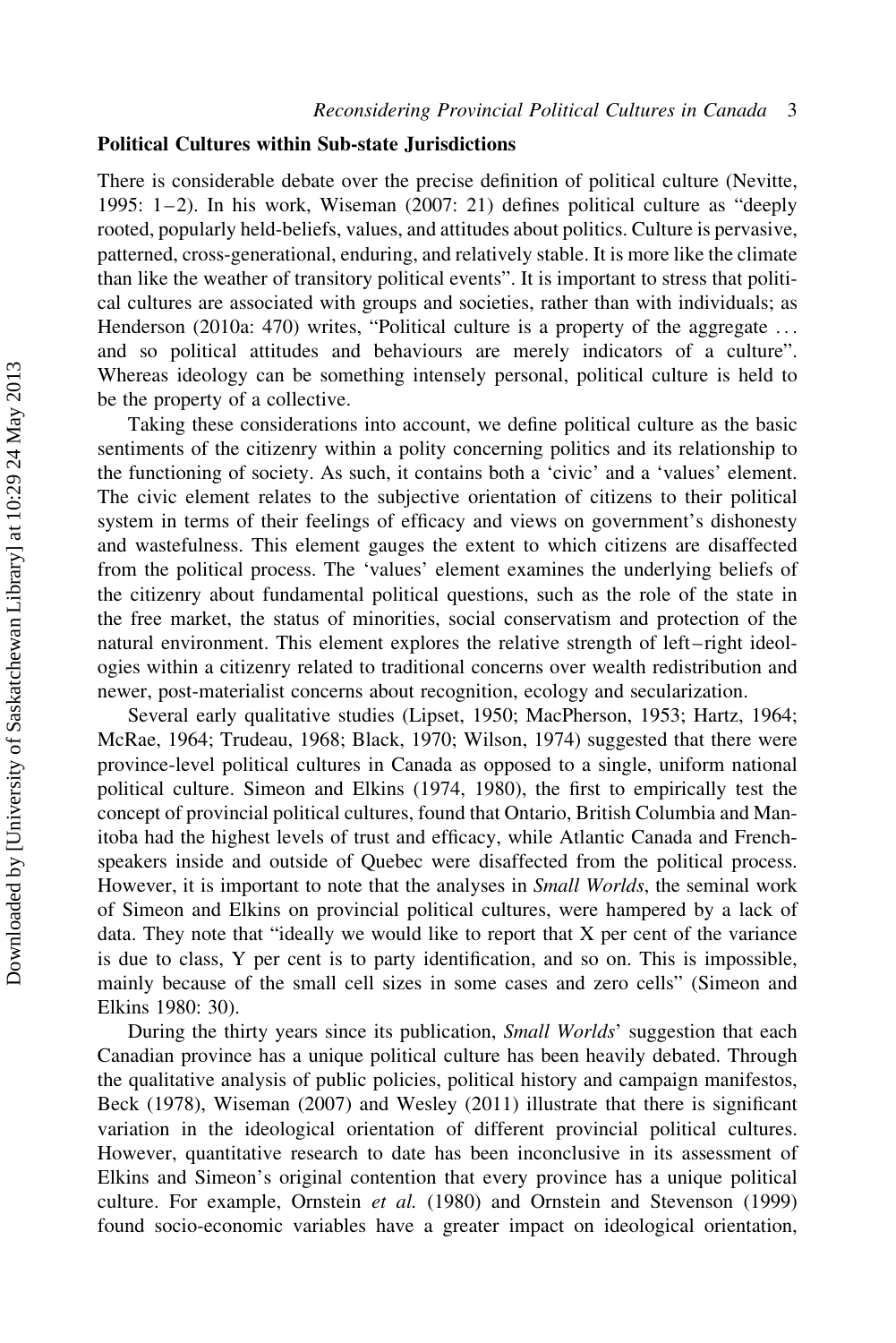## Political Cultures within Sub-state Jurisdictions

There is considerable debate over the precise definition of political culture (Nevitte, 1995: 1–2). In his work, Wiseman (2007: 21) defines political culture as “deeply rooted, popularly held-beliefs, values, and attitudes about politics. Culture is pervasive, patterned, cross-generational, enduring, and relatively stable. It is more like the climate than like the weather of transitory political events”. It is important to stress that political cultures are associated with groups and societies, rather than with individuals; as Henderson (2010a: 470) writes, “Political culture is a property of the aggregate … and so political attitudes and behaviours are merely indicators of a culture”. Whereas ideology can be something intensely personal, political culture is held to be the property of a collective.

Taking these considerations into account, we define political culture as the basic sentiments of the citizenry within a polity concerning politics and its relationship to the functioning of society. As such, it contains both a ‘civic’ and a ‘values’ element. The civic element relates to the subjective orientation of citizens to their political system in terms of their feelings of efficacy and views on government’s dishonesty and wastefulness. This element gauges the extent to which citizens are disaffected from the political process. The ‘values’ element examines the underlying beliefs of the citizenry about fundamental political questions, such as the role of the state in the free market, the status of minorities, social conservatism and protection of the natural environment. This element explores the relative strength of left–right ideologies within a citizenry related to traditional concerns over wealth redistribution and newer, post-materialist concerns about recognition, ecology and secularization.

Several early qualitative studies (Lipset, 1950; MacPherson, 1953; Hartz, 1964; McRae, 1964; Trudeau, 1968; Black, 1970; Wilson, 1974) suggested that there were province-level political cultures in Canada as opposed to a single, uniform national political culture. Simeon and Elkins (1974, 1980), the first to empirically test the concept of provincial political cultures, found that Ontario, British Columbia and Manitoba had the highest levels of trust and efficacy, while Atlantic Canada and French-speakers inside and outside of Quebec were disaffected from the political process. However, it is important to note that the analyses in *Small Worlds*, the seminal work of Simeon and Elkins on provincial political cultures, were hampered by a lack of data. They note that “ideally we would like to report that X per cent of the variance is due to class, Y per cent is to party identification, and so on. This is impossible, mainly because of the small cell sizes in some cases and zero cells” (Simeon and Elkins 1980: 30).

During the thirty years since its publication, *Small Worlds*’ suggestion that each Canadian province has a unique political culture has been heavily debated. Through the qualitative analysis of public policies, political history and campaign manifestos, Beck (1978), Wiseman (2007) and Wesley (2011) illustrate that there is significant variation in the ideological orientation of different provincial political cultures. However, quantitative research to date has been inconclusive in its assessment of Elkins and Simeon’s original contention that every province has a unique political culture. For example, Ornstein *et al.* (1980) and Ornstein and Stevenson (1999) found socio-economic variables have a greater impact on ideological orientation,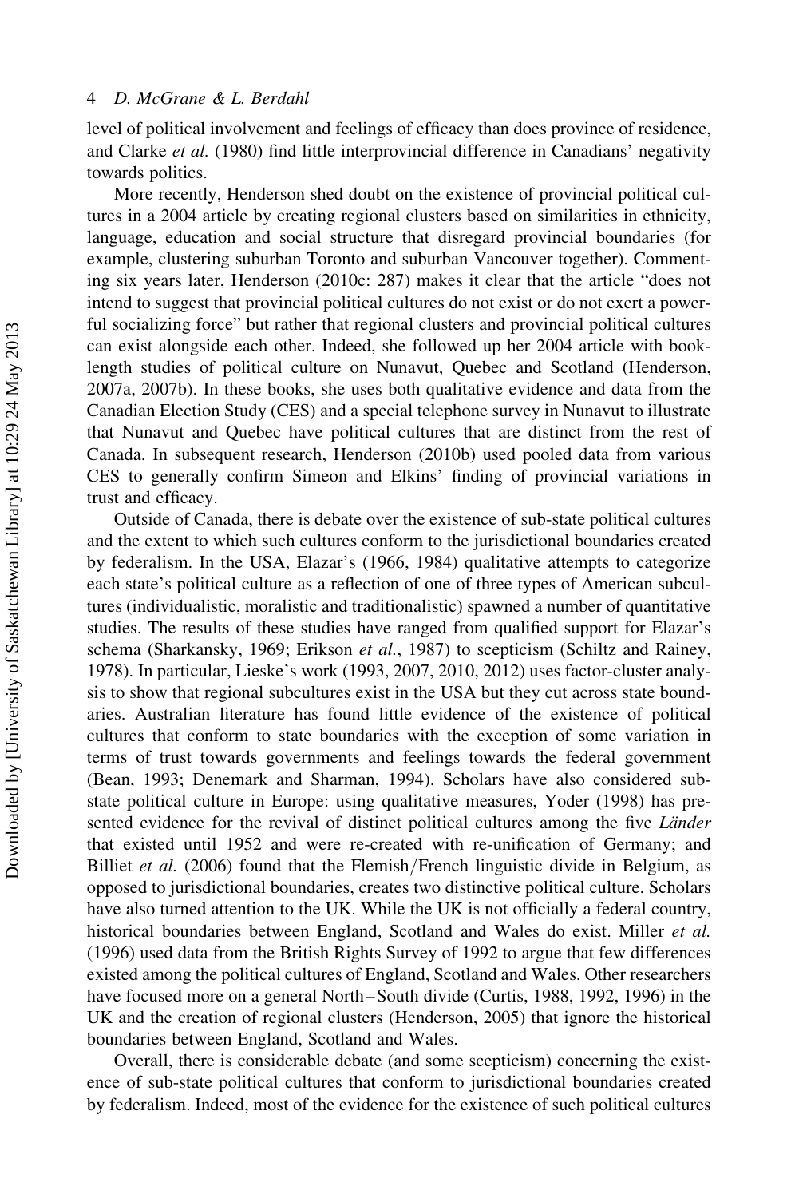level of political involvement and feelings of efficacy than does province of residence, and Clarke *et al.* (1980) find little interprovincial difference in Canadians' negativity towards politics.

More recently, Henderson shed doubt on the existence of provincial political cultures in a 2004 article by creating regional clusters based on similarities in ethnicity, language, education and social structure that disregard provincial boundaries (for example, clustering suburban Toronto and suburban Vancouver together). Commenting six years later, Henderson (2010c: 287) makes it clear that the article "does not intend to suggest that provincial political cultures do not exist or do not exert a powerful socializing force" but rather that regional clusters and provincial political cultures can exist alongside each other. Indeed, she followed up her 2004 article with book-length studies of political culture on Nunavut, Quebec and Scotland (Henderson, 2007a, 2007b). In these books, she uses both qualitative evidence and data from the Canadian Election Study (CES) and a special telephone survey in Nunavut to illustrate that Nunavut and Quebec have political cultures that are distinct from the rest of Canada. In subsequent research, Henderson (2010b) used pooled data from various CES to generally confirm Simeon and Elkins' finding of provincial variations in trust and efficacy.

Outside of Canada, there is debate over the existence of sub-state political cultures and the extent to which such cultures conform to the jurisdictional boundaries created by federalism. In the USA, Elazar's (1966, 1984) qualitative attempts to categorize each state's political culture as a reflection of one of three types of American subcultures (individualistic, moralistic and traditionalistic) spawned a number of quantitative studies. The results of these studies have ranged from qualified support for Elazar's schema (Sharkansky, 1969; Erikson *et al.*, 1987) to scepticism (Schiltz and Rainey, 1978). In particular, Lieske's work (1993, 2007, 2010, 2012) uses factor-cluster analysis to show that regional subcultures exist in the USA but they cut across state boundaries. Australian literature has found little evidence of the existence of political cultures that conform to state boundaries with the exception of some variation in terms of trust towards governments and feelings towards the federal government (Bean, 1993; Denemark and Sharman, 1994). Scholars have also considered sub-state political culture in Europe: using qualitative measures, Yoder (1998) has presented evidence for the revival of distinct political cultures among the five *Länder* that existed until 1952 and were re-created with re-unification of Germany; and Billiet *et al.* (2006) found that the Flemish/French linguistic divide in Belgium, as opposed to jurisdictional boundaries, creates two distinctive political culture. Scholars have also turned attention to the UK. While the UK is not officially a federal country, historical boundaries between England, Scotland and Wales do exist. Miller *et al.* (1996) used data from the British Rights Survey of 1992 to argue that few differences existed among the political cultures of England, Scotland and Wales. Other researchers have focused more on a general North–South divide (Curtis, 1988, 1992, 1996) in the UK and the creation of regional clusters (Henderson, 2005) that ignore the historical boundaries between England, Scotland and Wales.

Overall, there is considerable debate (and some scepticism) concerning the existence of sub-state political cultures that conform to jurisdictional boundaries created by federalism. Indeed, most of the evidence for the existence of such political cultures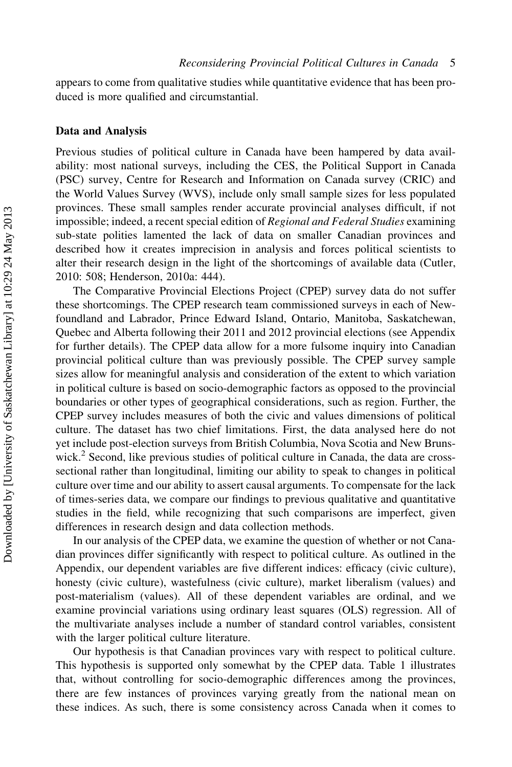appears to come from qualitative studies while quantitative evidence that has been produced is more qualified and circumstantial.

### Data and Analysis

Previous studies of political culture in Canada have been hampered by data availability: most national surveys, including the CES, the Political Support in Canada (PSC) survey, Centre for Research and Information on Canada survey (CRIC) and the World Values Survey (WVS), include only small sample sizes for less populated provinces. These small samples render accurate provincial analyses difficult, if not impossible; indeed, a recent special edition of *Regional and Federal Studies* examining sub-state polities lamented the lack of data on smaller Canadian provinces and described how it creates imprecision in analysis and forces political scientists to alter their research design in the light of the shortcomings of available data (Cutler, 2010: 508; Henderson, 2010a: 444).

The Comparative Provincial Elections Project (CPEP) survey data do not suffer these shortcomings. The CPEP research team commissioned surveys in each of Newfoundland and Labrador, Prince Edward Island, Ontario, Manitoba, Saskatchewan, Quebec and Alberta following their 2011 and 2012 provincial elections (see Appendix for further details). The CPEP data allow for a more fulsome inquiry into Canadian provincial political culture than was previously possible. The CPEP survey sample sizes allow for meaningful analysis and consideration of the extent to which variation in political culture is based on socio-demographic factors as opposed to the provincial boundaries or other types of geographical considerations, such as region. Further, the CPEP survey includes measures of both the civic and values dimensions of political culture. The dataset has two chief limitations. First, the data analysed here do not yet include post-election surveys from British Columbia, Nova Scotia and New Brunswick.[2] Second, like previous studies of political culture in Canada, the data are cross-sectional rather than longitudinal, limiting our ability to speak to changes in political culture over time and our ability to assert causal arguments. To compensate for the lack of times-series data, we compare our findings to previous qualitative and quantitative studies in the field, while recognizing that such comparisons are imperfect, given differences in research design and data collection methods.

In our analysis of the CPEP data, we examine the question of whether or not Canadian provinces differ significantly with respect to political culture. As outlined in the Appendix, our dependent variables are five different indices: efficacy (civic culture), honesty (civic culture), wastefulness (civic culture), market liberalism (values) and post-materialism (values). All of these dependent variables are ordinal, and we examine provincial variations using ordinary least squares (OLS) regression. All of the multivariate analyses include a number of standard control variables, consistent with the larger political culture literature.

Our hypothesis is that Canadian provinces vary with respect to political culture. This hypothesis is supported only somewhat by the CPEP data. Table 1 illustrates that, without controlling for socio-demographic differences among the provinces, there are few instances of provinces varying greatly from the national mean on these indices. As such, there is some consistency across Canada when it comes to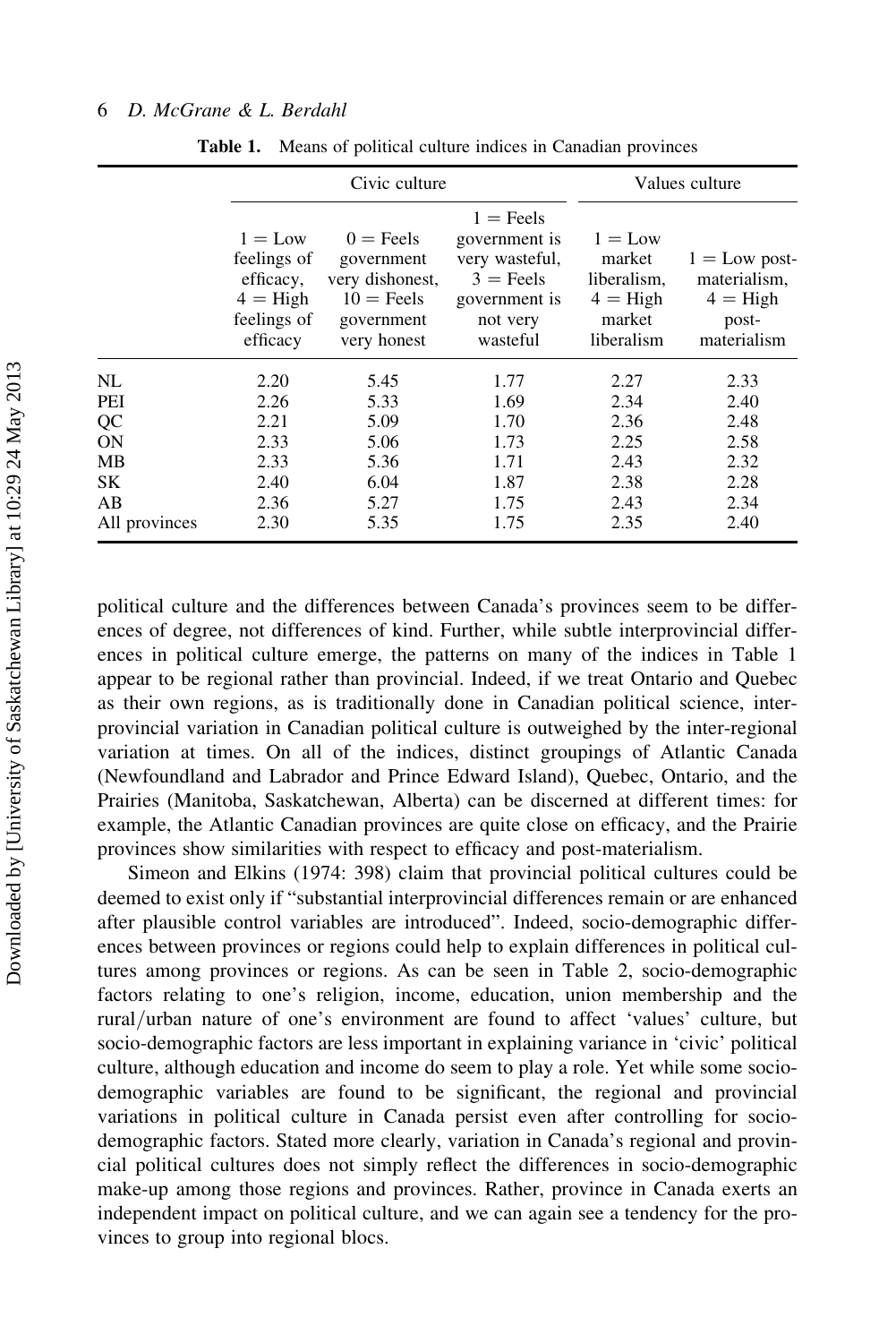**Table 1.** Means of political culture indices in Canadian provinces

| | Civic culture | | | Values culture | |
|---|---|---|---|---|---|
| | 1 = Low feelings of efficacy, 4 = High feelings of efficacy | 0 = Feels government very dishonest, 10 = Feels government very honest | 1 = Feels government is very wasteful, 3 = Feels government is not very wasteful | 1 = Low market liberalism, 4 = High market liberalism | 1 = Low post-materialism, 4 = High post-materialism |
| NL | 2.20 | 5.45 | 1.77 | 2.27 | 2.33 |
| PEI | 2.26 | 5.33 | 1.69 | 2.34 | 2.40 |
| QC | 2.21 | 5.09 | 1.70 | 2.36 | 2.48 |
| ON | 2.33 | 5.06 | 1.73 | 2.25 | 2.58 |
| MB | 2.33 | 5.36 | 1.71 | 2.43 | 2.32 |
| SK | 2.40 | 6.04 | 1.87 | 2.38 | 2.28 |
| AB | 2.36 | 5.27 | 1.75 | 2.43 | 2.34 |
| All provinces | 2.30 | 5.35 | 1.75 | 2.35 | 2.40 |

political culture and the differences between Canada's provinces seem to be differences of degree, not differences of kind. Further, while subtle interprovincial differences in political culture emerge, the patterns on many of the indices in Table 1 appear to be regional rather than provincial. Indeed, if we treat Ontario and Quebec as their own regions, as is traditionally done in Canadian political science, interprovincial variation in Canadian political culture is outweighed by the inter-regional variation at times. On all of the indices, distinct groupings of Atlantic Canada (Newfoundland and Labrador and Prince Edward Island), Quebec, Ontario, and the Prairies (Manitoba, Saskatchewan, Alberta) can be discerned at different times: for example, the Atlantic Canadian provinces are quite close on efficacy, and the Prairie provinces show similarities with respect to efficacy and post-materialism.

Simeon and Elkins (1974: 398) claim that provincial political cultures could be deemed to exist only if "substantial interprovincial differences remain or are enhanced after plausible control variables are introduced". Indeed, socio-demographic differences between provinces or regions could help to explain differences in political cultures among provinces or regions. As can be seen in Table 2, socio-demographic factors relating to one's religion, income, education, union membership and the rural/urban nature of one's environment are found to affect 'values' culture, but socio-demographic factors are less important in explaining variance in 'civic' political culture, although education and income do seem to play a role. Yet while some socio-demographic variables are found to be significant, the regional and provincial variations in political culture in Canada persist even after controlling for socio-demographic factors. Stated more clearly, variation in Canada's regional and provincial political cultures does not simply reflect the differences in socio-demographic make-up among those regions and provinces. Rather, province in Canada exerts an independent impact on political culture, and we can again see a tendency for the provinces to group into regional blocs.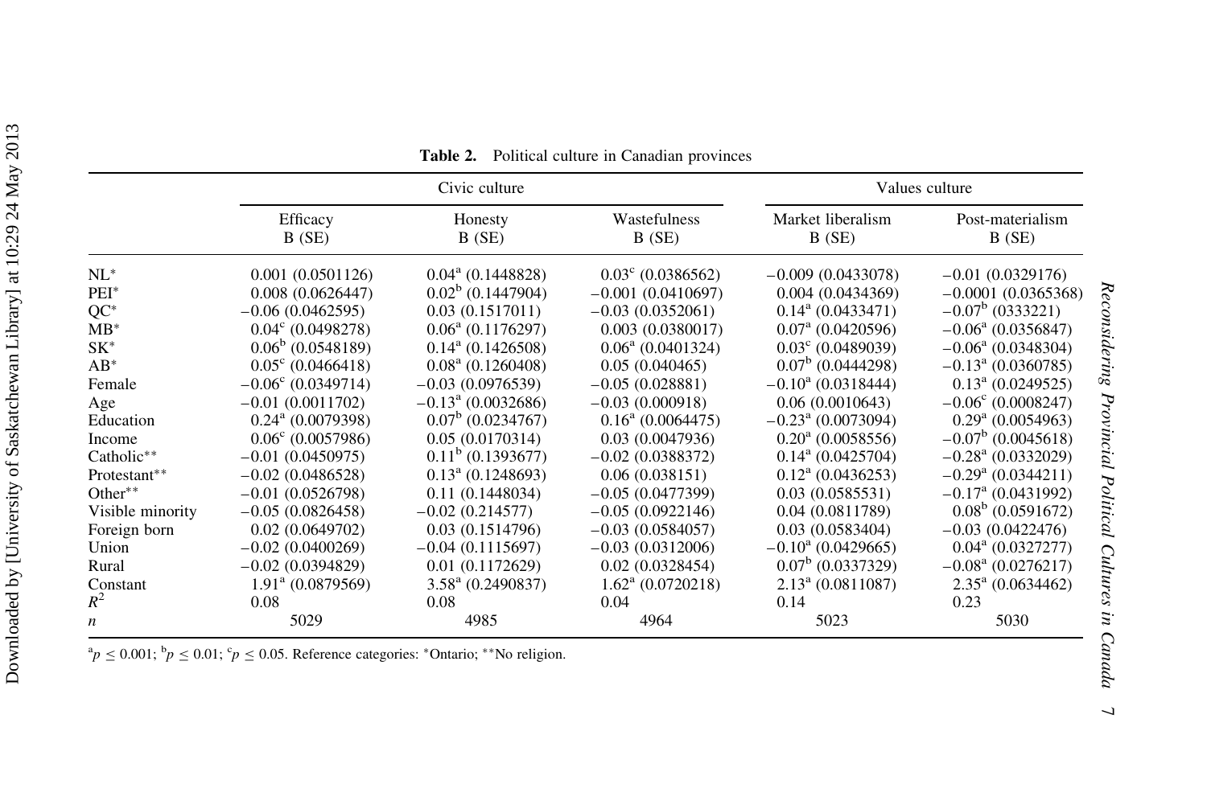**Table 2.** Political culture in Canadian provinces

| | Civic culture | | | Values culture | |
|---|---|---|---|---|---|
| | Efficacy B (SE) | Honesty B (SE) | Wastefulness B (SE) | Market liberalism B (SE) | Post-materialism B (SE) |
| NL* | 0.001 (0.0501126) | 0.04[a] (0.1448828) | 0.03[c] (0.0386562) | −0.009 (0.0433078) | −0.01 (0.0329176) |
| PEI* | 0.008 (0.0626447) | 0.02[b] (0.1447904) | −0.001 (0.0410697) | 0.004 (0.0434369) | −0.0001 (0.0365368) |
| QC* | −0.06 (0.0462595) | 0.03 (0.1517011) | −0.03 (0.0352061) | 0.14[a] (0.0433471) | −0.07[b] (0333221) |
| MB* | 0.04[c] (0.0498278) | 0.06[a] (0.1176297) | 0.003 (0.0380017) | 0.07[a] (0.0420596) | −0.06[a] (0.0356847) |
| SK* | 0.06[b] (0.0548189) | 0.14[a] (0.1426508) | 0.06[a] (0.0401324) | 0.03[c] (0.0489039) | −0.06[a] (0.0348304) |
| AB* | 0.05[c] (0.0466418) | 0.08[a] (0.1260408) | 0.05 (0.040465) | 0.07[b] (0.0444298) | −0.13[a] (0.0360785) |
| Female | −0.06[c] (0.0349714) | −0.03 (0.0976539) | −0.05 (0.028881) | −0.10[a] (0.0318444) | 0.13[a] (0.0249525) |
| Age | −0.01 (0.0011702) | −0.13[a] (0.0032686) | −0.03 (0.000918) | 0.06 (0.0010643) | −0.06[c] (0.0008247) |
| Education | 0.24[a] (0.0079398) | 0.07[b] (0.0234767) | 0.16[a] (0.0064475) | −0.23[a] (0.0073094) | 0.29[a] (0.0054963) |
| Income | 0.06[c] (0.0057986) | 0.05 (0.0170314) | 0.03 (0.0047936) | 0.20[a] (0.0058556) | −0.07[b] (0.0045618) |
| Catholic** | −0.01 (0.0450975) | 0.11[b] (0.1393677) | −0.02 (0.0388372) | 0.14[a] (0.0425704) | −0.28[a] (0.0332029) |
| Protestant** | −0.02 (0.0486528) | 0.13[a] (0.1248693) | 0.06 (0.038151) | 0.12[a] (0.0436253) | −0.29[a] (0.0344211) |
| Other** | −0.01 (0.0526798) | 0.11 (0.1448034) | −0.05 (0.0477399) | 0.03 (0.0585531) | −0.17[a] (0.0431992) |
| Visible minority | −0.05 (0.0826458) | −0.02 (0.214577) | −0.05 (0.0922146) | 0.04 (0.0811789) | 0.08[b] (0.0591672) |
| Foreign born | 0.02 (0.0649702) | 0.03 (0.1514796) | −0.03 (0.0584057) | 0.03 (0.0583404) | −0.03 (0.0422476) |
| Union | −0.02 (0.0400269) | −0.04 (0.1115697) | −0.03 (0.0312006) | −0.10[a] (0.0429665) | 0.04[a] (0.0327277) |
| Rural | −0.02 (0.0394829) | 0.01 (0.1172629) | 0.02 (0.0328454) | 0.07[b] (0.0337329) | −0.08[a] (0.0276217) |
| Constant | 1.91[a] (0.0879569) | 3.58[a] (0.2490837) | 1.62[a] (0.0720218) | 2.13[a] (0.0811087) | 2.35[a] (0.0634462) |
| $R^2$ | 0.08 | 0.08 | 0.04 | 0.14 | 0.23 |
| $n$ | 5029 | 4985 | 4964 | 5023 | 5030 |

[a]$p \leq 0.001$; [b]$p \leq 0.01$; [c]$p \leq 0.05$. Reference categories: *Ontario; **No religion.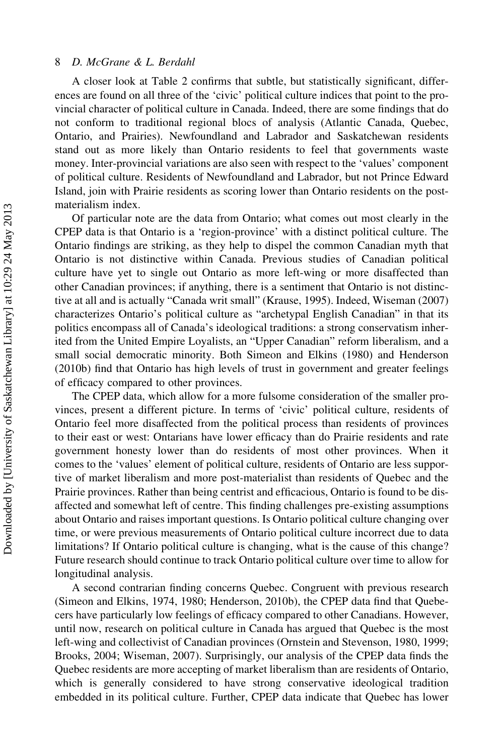A closer look at Table 2 confirms that subtle, but statistically significant, differences are found on all three of the 'civic' political culture indices that point to the provincial character of political culture in Canada. Indeed, there are some findings that do not conform to traditional regional blocs of analysis (Atlantic Canada, Quebec, Ontario, and Prairies). Newfoundland and Labrador and Saskatchewan residents stand out as more likely than Ontario residents to feel that governments waste money. Inter-provincial variations are also seen with respect to the 'values' component of political culture. Residents of Newfoundland and Labrador, but not Prince Edward Island, join with Prairie residents as scoring lower than Ontario residents on the post-materialism index.

Of particular note are the data from Ontario; what comes out most clearly in the CPEP data is that Ontario is a 'region-province' with a distinct political culture. The Ontario findings are striking, as they help to dispel the common Canadian myth that Ontario is not distinctive within Canada. Previous studies of Canadian political culture have yet to single out Ontario as more left-wing or more disaffected than other Canadian provinces; if anything, there is a sentiment that Ontario is not distinctive at all and is actually "Canada writ small" (Krause, 1995). Indeed, Wiseman (2007) characterizes Ontario's political culture as "archetypal English Canadian" in that its politics encompass all of Canada's ideological traditions: a strong conservatism inherited from the United Empire Loyalists, an "Upper Canadian" reform liberalism, and a small social democratic minority. Both Simeon and Elkins (1980) and Henderson (2010b) find that Ontario has high levels of trust in government and greater feelings of efficacy compared to other provinces.

The CPEP data, which allow for a more fulsome consideration of the smaller provinces, present a different picture. In terms of 'civic' political culture, residents of Ontario feel more disaffected from the political process than residents of provinces to their east or west: Ontarians have lower efficacy than do Prairie residents and rate government honesty lower than do residents of most other provinces. When it comes to the 'values' element of political culture, residents of Ontario are less supportive of market liberalism and more post-materialist than residents of Quebec and the Prairie provinces. Rather than being centrist and efficacious, Ontario is found to be disaffected and somewhat left of centre. This finding challenges pre-existing assumptions about Ontario and raises important questions. Is Ontario political culture changing over time, or were previous measurements of Ontario political culture incorrect due to data limitations? If Ontario political culture is changing, what is the cause of this change? Future research should continue to track Ontario political culture over time to allow for longitudinal analysis.

A second contrarian finding concerns Quebec. Congruent with previous research (Simeon and Elkins, 1974, 1980; Henderson, 2010b), the CPEP data find that Quebecers have particularly low feelings of efficacy compared to other Canadians. However, until now, research on political culture in Canada has argued that Quebec is the most left-wing and collectivist of Canadian provinces (Ornstein and Stevenson, 1980, 1999; Brooks, 2004; Wiseman, 2007). Surprisingly, our analysis of the CPEP data finds the Quebec residents are more accepting of market liberalism than are residents of Ontario, which is generally considered to have strong conservative ideological tradition embedded in its political culture. Further, CPEP data indicate that Quebec has lower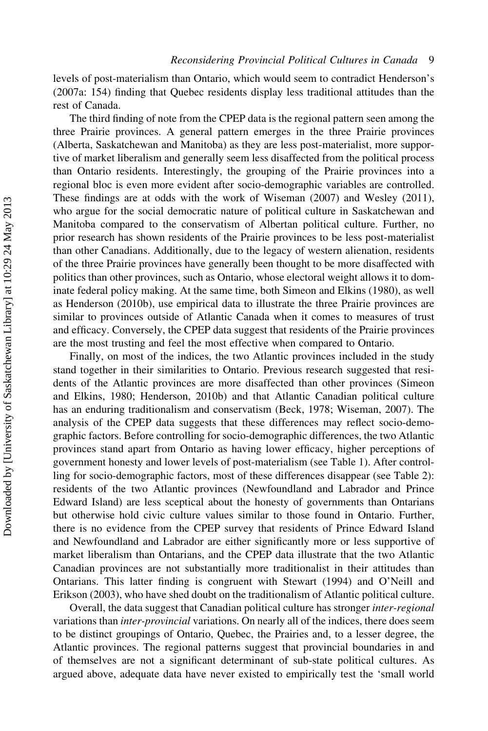levels of post-materialism than Ontario, which would seem to contradict Henderson's (2007a: 154) finding that Quebec residents display less traditional attitudes than the rest of Canada.

The third finding of note from the CPEP data is the regional pattern seen among the three Prairie provinces. A general pattern emerges in the three Prairie provinces (Alberta, Saskatchewan and Manitoba) as they are less post-materialist, more supportive of market liberalism and generally seem less disaffected from the political process than Ontario residents. Interestingly, the grouping of the Prairie provinces into a regional bloc is even more evident after socio-demographic variables are controlled. These findings are at odds with the work of Wiseman (2007) and Wesley (2011), who argue for the social democratic nature of political culture in Saskatchewan and Manitoba compared to the conservatism of Albertan political culture. Further, no prior research has shown residents of the Prairie provinces to be less post-materialist than other Canadians. Additionally, due to the legacy of western alienation, residents of the three Prairie provinces have generally been thought to be more disaffected with politics than other provinces, such as Ontario, whose electoral weight allows it to dominate federal policy making. At the same time, both Simeon and Elkins (1980), as well as Henderson (2010b), use empirical data to illustrate the three Prairie provinces are similar to provinces outside of Atlantic Canada when it comes to measures of trust and efficacy. Conversely, the CPEP data suggest that residents of the Prairie provinces are the most trusting and feel the most effective when compared to Ontario.

Finally, on most of the indices, the two Atlantic provinces included in the study stand together in their similarities to Ontario. Previous research suggested that residents of the Atlantic provinces are more disaffected than other provinces (Simeon and Elkins, 1980; Henderson, 2010b) and that Atlantic Canadian political culture has an enduring traditionalism and conservatism (Beck, 1978; Wiseman, 2007). The analysis of the CPEP data suggests that these differences may reflect socio-demographic factors. Before controlling for socio-demographic differences, the two Atlantic provinces stand apart from Ontario as having lower efficacy, higher perceptions of government honesty and lower levels of post-materialism (see Table 1). After controlling for socio-demographic factors, most of these differences disappear (see Table 2): residents of the two Atlantic provinces (Newfoundland and Labrador and Prince Edward Island) are less sceptical about the honesty of governments than Ontarians but otherwise hold civic culture values similar to those found in Ontario. Further, there is no evidence from the CPEP survey that residents of Prince Edward Island and Newfoundland and Labrador are either significantly more or less supportive of market liberalism than Ontarians, and the CPEP data illustrate that the two Atlantic Canadian provinces are not substantially more traditionalist in their attitudes than Ontarians. This latter finding is congruent with Stewart (1994) and O'Neill and Erikson (2003), who have shed doubt on the traditionalism of Atlantic political culture.

Overall, the data suggest that Canadian political culture has stronger *inter-regional* variations than *inter-provincial* variations. On nearly all of the indices, there does seem to be distinct groupings of Ontario, Quebec, the Prairies and, to a lesser degree, the Atlantic provinces. The regional patterns suggest that provincial boundaries in and of themselves are not a significant determinant of sub-state political cultures. As argued above, adequate data have never existed to empirically test the 'small world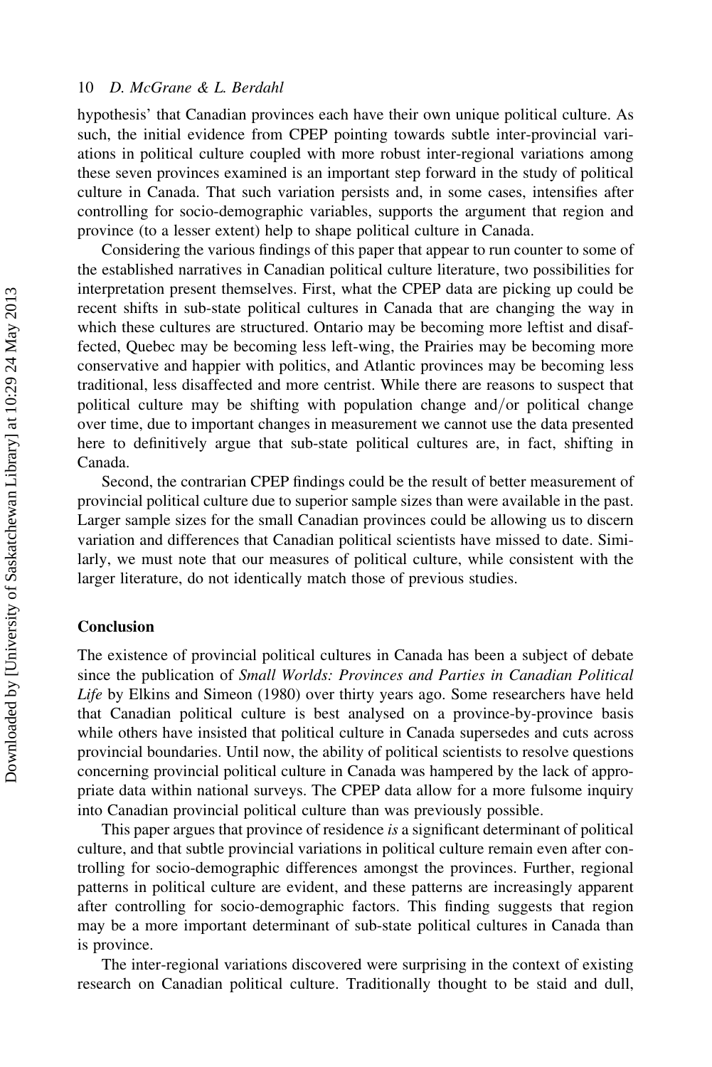hypothesis' that Canadian provinces each have their own unique political culture. As such, the initial evidence from CPEP pointing towards subtle inter-provincial variations in political culture coupled with more robust inter-regional variations among these seven provinces examined is an important step forward in the study of political culture in Canada. That such variation persists and, in some cases, intensifies after controlling for socio-demographic variables, supports the argument that region and province (to a lesser extent) help to shape political culture in Canada.

Considering the various findings of this paper that appear to run counter to some of the established narratives in Canadian political culture literature, two possibilities for interpretation present themselves. First, what the CPEP data are picking up could be recent shifts in sub-state political cultures in Canada that are changing the way in which these cultures are structured. Ontario may be becoming more leftist and disaffected, Quebec may be becoming less left-wing, the Prairies may be becoming more conservative and happier with politics, and Atlantic provinces may be becoming less traditional, less disaffected and more centrist. While there are reasons to suspect that political culture may be shifting with population change and/or political change over time, due to important changes in measurement we cannot use the data presented here to definitively argue that sub-state political cultures are, in fact, shifting in Canada.

Second, the contrarian CPEP findings could be the result of better measurement of provincial political culture due to superior sample sizes than were available in the past. Larger sample sizes for the small Canadian provinces could be allowing us to discern variation and differences that Canadian political scientists have missed to date. Similarly, we must note that our measures of political culture, while consistent with the larger literature, do not identically match those of previous studies.

## Conclusion

The existence of provincial political cultures in Canada has been a subject of debate since the publication of *Small Worlds: Provinces and Parties in Canadian Political Life* by Elkins and Simeon (1980) over thirty years ago. Some researchers have held that Canadian political culture is best analysed on a province-by-province basis while others have insisted that political culture in Canada supersedes and cuts across provincial boundaries. Until now, the ability of political scientists to resolve questions concerning provincial political culture in Canada was hampered by the lack of appropriate data within national surveys. The CPEP data allow for a more fulsome inquiry into Canadian provincial political culture than was previously possible.

This paper argues that province of residence *is* a significant determinant of political culture, and that subtle provincial variations in political culture remain even after controlling for socio-demographic differences amongst the provinces. Further, regional patterns in political culture are evident, and these patterns are increasingly apparent after controlling for socio-demographic factors. This finding suggests that region may be a more important determinant of sub-state political cultures in Canada than is province.

The inter-regional variations discovered were surprising in the context of existing research on Canadian political culture. Traditionally thought to be staid and dull,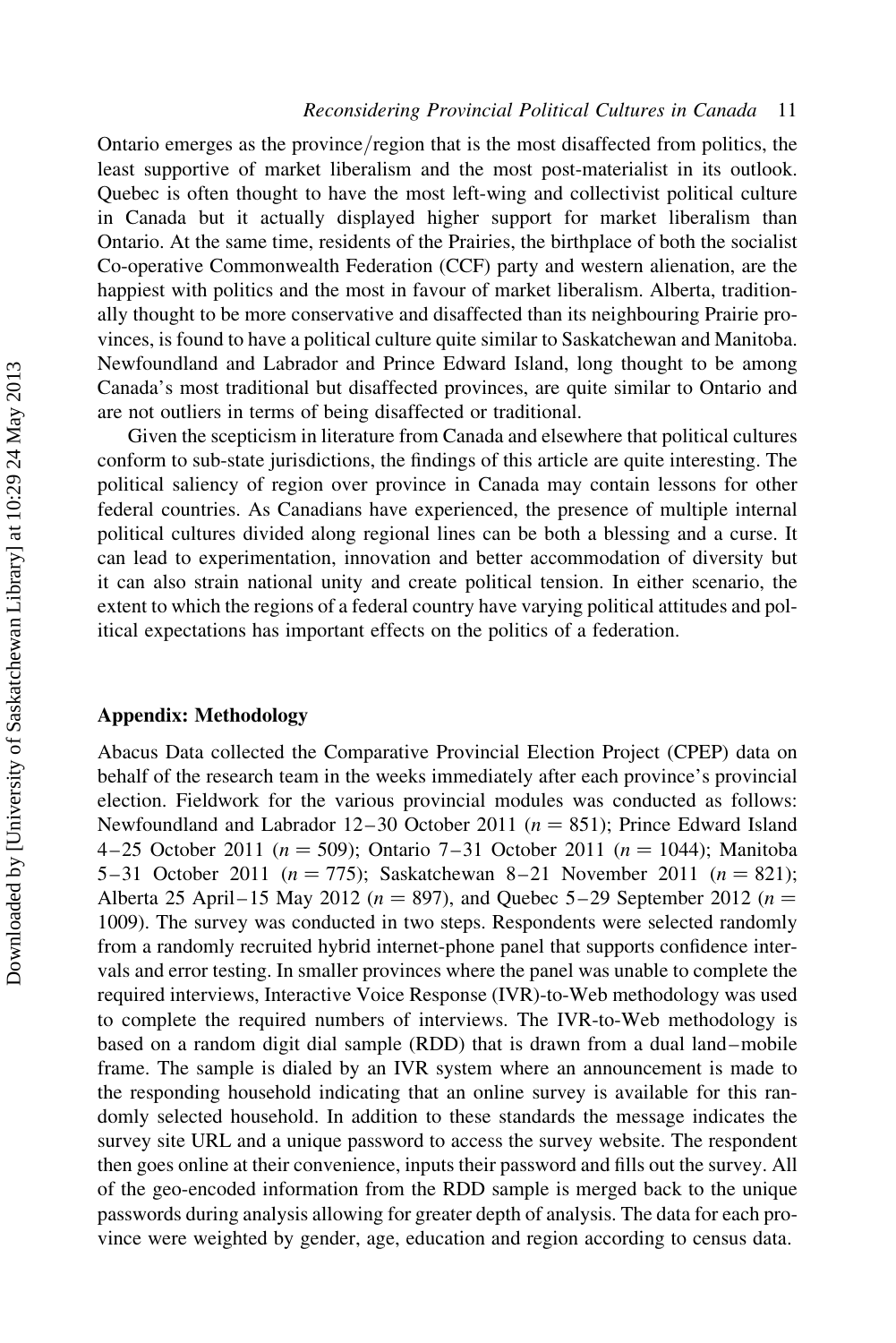Ontario emerges as the province/region that is the most disaffected from politics, the least supportive of market liberalism and the most post-materialist in its outlook. Quebec is often thought to have the most left-wing and collectivist political culture in Canada but it actually displayed higher support for market liberalism than Ontario. At the same time, residents of the Prairies, the birthplace of both the socialist Co-operative Commonwealth Federation (CCF) party and western alienation, are the happiest with politics and the most in favour of market liberalism. Alberta, traditionally thought to be more conservative and disaffected than its neighbouring Prairie provinces, is found to have a political culture quite similar to Saskatchewan and Manitoba. Newfoundland and Labrador and Prince Edward Island, long thought to be among Canada's most traditional but disaffected provinces, are quite similar to Ontario and are not outliers in terms of being disaffected or traditional.

Given the scepticism in literature from Canada and elsewhere that political cultures conform to sub-state jurisdictions, the findings of this article are quite interesting. The political saliency of region over province in Canada may contain lessons for other federal countries. As Canadians have experienced, the presence of multiple internal political cultures divided along regional lines can be both a blessing and a curse. It can lead to experimentation, innovation and better accommodation of diversity but it can also strain national unity and create political tension. In either scenario, the extent to which the regions of a federal country have varying political attitudes and political expectations has important effects on the politics of a federation.

## Appendix: Methodology

Abacus Data collected the Comparative Provincial Election Project (CPEP) data on behalf of the research team in the weeks immediately after each province's provincial election. Fieldwork for the various provincial modules was conducted as follows: Newfoundland and Labrador 12–30 October 2011 ($n = 851$); Prince Edward Island 4–25 October 2011 ($n = 509$); Ontario 7–31 October 2011 ($n = 1044$); Manitoba 5–31 October 2011 ($n = 775$); Saskatchewan 8–21 November 2011 ($n = 821$); Alberta 25 April–15 May 2012 ($n = 897$), and Quebec 5–29 September 2012 ($n = 1009$). The survey was conducted in two steps. Respondents were selected randomly from a randomly recruited hybrid internet-phone panel that supports confidence intervals and error testing. In smaller provinces where the panel was unable to complete the required interviews, Interactive Voice Response (IVR)-to-Web methodology was used to complete the required numbers of interviews. The IVR-to-Web methodology is based on a random digit dial sample (RDD) that is drawn from a dual land–mobile frame. The sample is dialed by an IVR system where an announcement is made to the responding household indicating that an online survey is available for this randomly selected household. In addition to these standards the message indicates the survey site URL and a unique password to access the survey website. The respondent then goes online at their convenience, inputs their password and fills out the survey. All of the geo-encoded information from the RDD sample is merged back to the unique passwords during analysis allowing for greater depth of analysis. The data for each province were weighted by gender, age, education and region according to census data.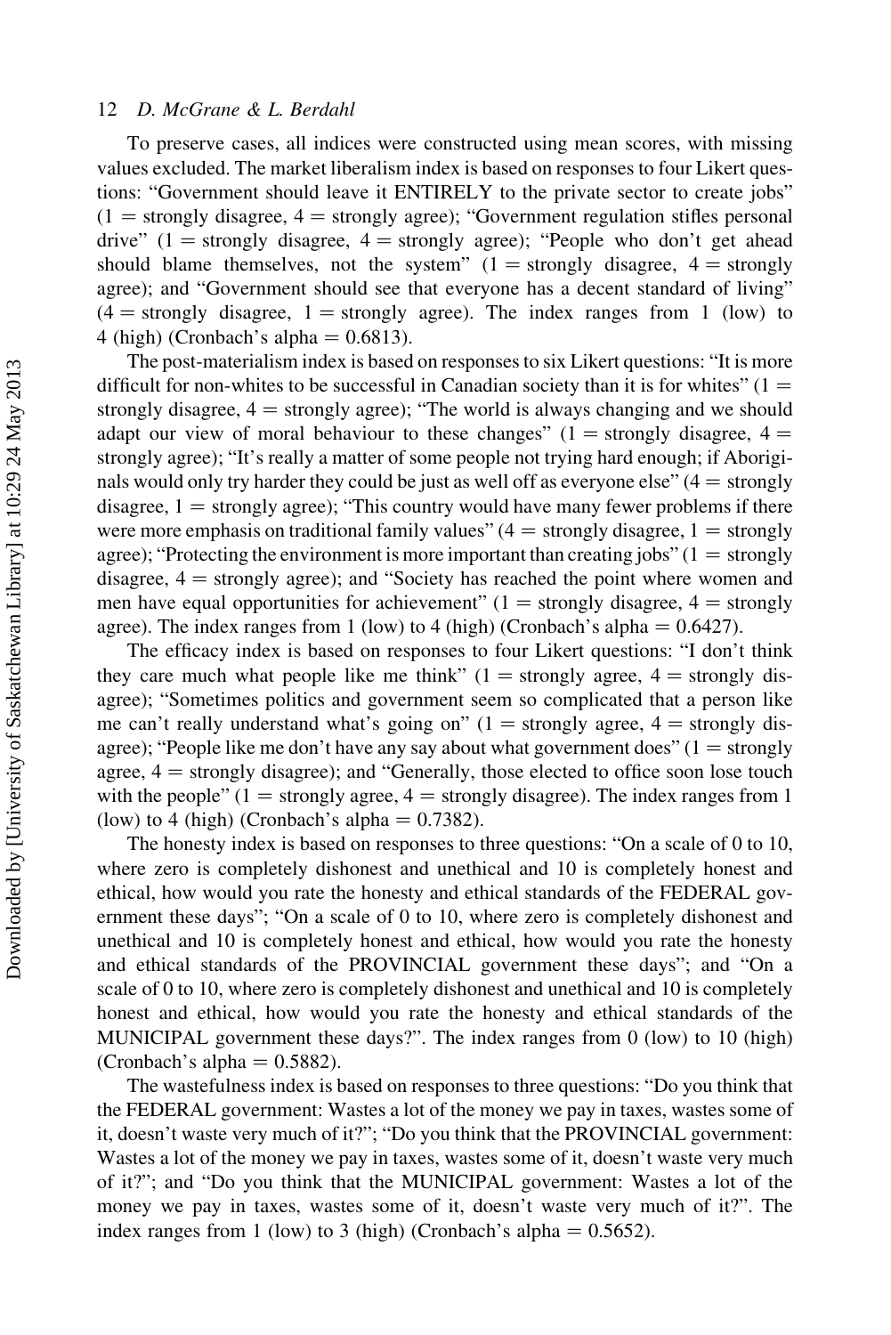To preserve cases, all indices were constructed using mean scores, with missing values excluded. The market liberalism index is based on responses to four Likert questions: "Government should leave it ENTIRELY to the private sector to create jobs" (1 = strongly disagree, 4 = strongly agree); "Government regulation stifles personal drive" (1 = strongly disagree, 4 = strongly agree); "People who don't get ahead should blame themselves, not the system" (1 = strongly disagree, 4 = strongly agree); and "Government should see that everyone has a decent standard of living" (4 = strongly disagree, 1 = strongly agree). The index ranges from 1 (low) to 4 (high) (Cronbach's alpha = 0.6813).

The post-materialism index is based on responses to six Likert questions: "It is more difficult for non-whites to be successful in Canadian society than it is for whites" (1 = strongly disagree, 4 = strongly agree); "The world is always changing and we should adapt our view of moral behaviour to these changes" (1 = strongly disagree, 4 = strongly agree); "It's really a matter of some people not trying hard enough; if Aboriginals would only try harder they could be just as well off as everyone else" (4 = strongly disagree, 1 = strongly agree); "This country would have many fewer problems if there were more emphasis on traditional family values" (4 = strongly disagree, 1 = strongly agree); "Protecting the environment is more important than creating jobs" (1 = strongly disagree, 4 = strongly agree); and "Society has reached the point where women and men have equal opportunities for achievement" (1 = strongly disagree, 4 = strongly agree). The index ranges from 1 (low) to 4 (high) (Cronbach's alpha = 0.6427).

The efficacy index is based on responses to four Likert questions: "I don't think they care much what people like me think" (1 = strongly agree, 4 = strongly disagree); "Sometimes politics and government seem so complicated that a person like me can't really understand what's going on" (1 = strongly agree, 4 = strongly disagree); "People like me don't have any say about what government does" (1 = strongly agree, 4 = strongly disagree); and "Generally, those elected to office soon lose touch with the people" (1 = strongly agree, 4 = strongly disagree). The index ranges from 1 (low) to 4 (high) (Cronbach's alpha = 0.7382).

The honesty index is based on responses to three questions: "On a scale of 0 to 10, where zero is completely dishonest and unethical and 10 is completely honest and ethical, how would you rate the honesty and ethical standards of the FEDERAL government these days"; "On a scale of 0 to 10, where zero is completely dishonest and unethical and 10 is completely honest and ethical, how would you rate the honesty and ethical standards of the PROVINCIAL government these days"; and "On a scale of 0 to 10, where zero is completely dishonest and unethical and 10 is completely honest and ethical, how would you rate the honesty and ethical standards of the MUNICIPAL government these days?". The index ranges from 0 (low) to 10 (high) (Cronbach's alpha = 0.5882).

The wastefulness index is based on responses to three questions: "Do you think that the FEDERAL government: Wastes a lot of the money we pay in taxes, wastes some of it, doesn't waste very much of it?"; "Do you think that the PROVINCIAL government: Wastes a lot of the money we pay in taxes, wastes some of it, doesn't waste very much of it?"; and "Do you think that the MUNICIPAL government: Wastes a lot of the money we pay in taxes, wastes some of it, doesn't waste very much of it?". The index ranges from 1 (low) to 3 (high) (Cronbach's alpha = 0.5652).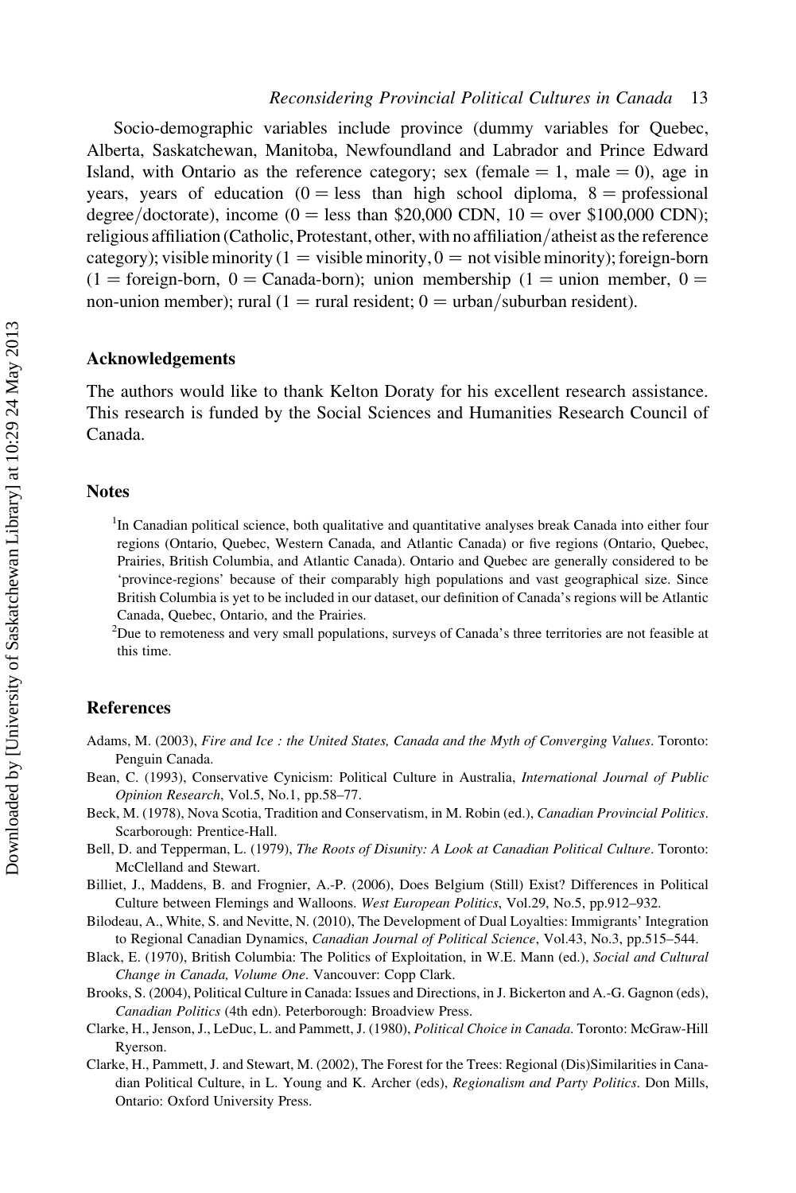Socio-demographic variables include province (dummy variables for Quebec, Alberta, Saskatchewan, Manitoba, Newfoundland and Labrador and Prince Edward Island, with Ontario as the reference category; sex (female = 1, male = 0), age in years, years of education (0 = less than high school diploma, 8 = professional degree/doctorate), income (0 = less than $20,000 CDN, 10 = over $100,000 CDN); religious affiliation (Catholic, Protestant, other, with no affiliation/atheist as the reference category); visible minority (1 = visible minority, 0 = not visible minority); foreign-born (1 = foreign-born, 0 = Canada-born); union membership (1 = union member, 0 = non-union member); rural (1 = rural resident; 0 = urban/suburban resident).

## Acknowledgements

The authors would like to thank Kelton Doraty for his excellent research assistance. This research is funded by the Social Sciences and Humanities Research Council of Canada.

## Notes

[1]In Canadian political science, both qualitative and quantitative analyses break Canada into either four regions (Ontario, Quebec, Western Canada, and Atlantic Canada) or five regions (Ontario, Quebec, Prairies, British Columbia, and Atlantic Canada). Ontario and Quebec are generally considered to be 'province-regions' because of their comparably high populations and vast geographical size. Since British Columbia is yet to be included in our dataset, our definition of Canada's regions will be Atlantic Canada, Quebec, Ontario, and the Prairies.

[2]Due to remoteness and very small populations, surveys of Canada's three territories are not feasible at this time.

## References

Adams, M. (2003), *Fire and Ice : the United States, Canada and the Myth of Converging Values*. Toronto: Penguin Canada.

Bean, C. (1993), Conservative Cynicism: Political Culture in Australia, *International Journal of Public Opinion Research*, Vol.5, No.1, pp.58–77.

Beck, M. (1978), Nova Scotia, Tradition and Conservatism, in M. Robin (ed.), *Canadian Provincial Politics*. Scarborough: Prentice-Hall.

Bell, D. and Tepperman, L. (1979), *The Roots of Disunity: A Look at Canadian Political Culture*. Toronto: McClelland and Stewart.

Billiet, J., Maddens, B. and Frognier, A.-P. (2006), Does Belgium (Still) Exist? Differences in Political Culture between Flemings and Walloons. *West European Politics*, Vol.29, No.5, pp.912–932.

Bilodeau, A., White, S. and Nevitte, N. (2010), The Development of Dual Loyalties: Immigrants' Integration to Regional Canadian Dynamics, *Canadian Journal of Political Science*, Vol.43, No.3, pp.515–544.

Black, E. (1970), British Columbia: The Politics of Exploitation, in W.E. Mann (ed.), *Social and Cultural Change in Canada, Volume One*. Vancouver: Copp Clark.

Brooks, S. (2004), Political Culture in Canada: Issues and Directions, in J. Bickerton and A.-G. Gagnon (eds), *Canadian Politics* (4th edn). Peterborough: Broadview Press.

Clarke, H., Jenson, J., LeDuc, L. and Pammett, J. (1980), *Political Choice in Canada*. Toronto: McGraw-Hill Ryerson.

Clarke, H., Pammett, J. and Stewart, M. (2002), The Forest for the Trees: Regional (Dis)Similarities in Canadian Political Culture, in L. Young and K. Archer (eds), *Regionalism and Party Politics*. Don Mills, Ontario: Oxford University Press.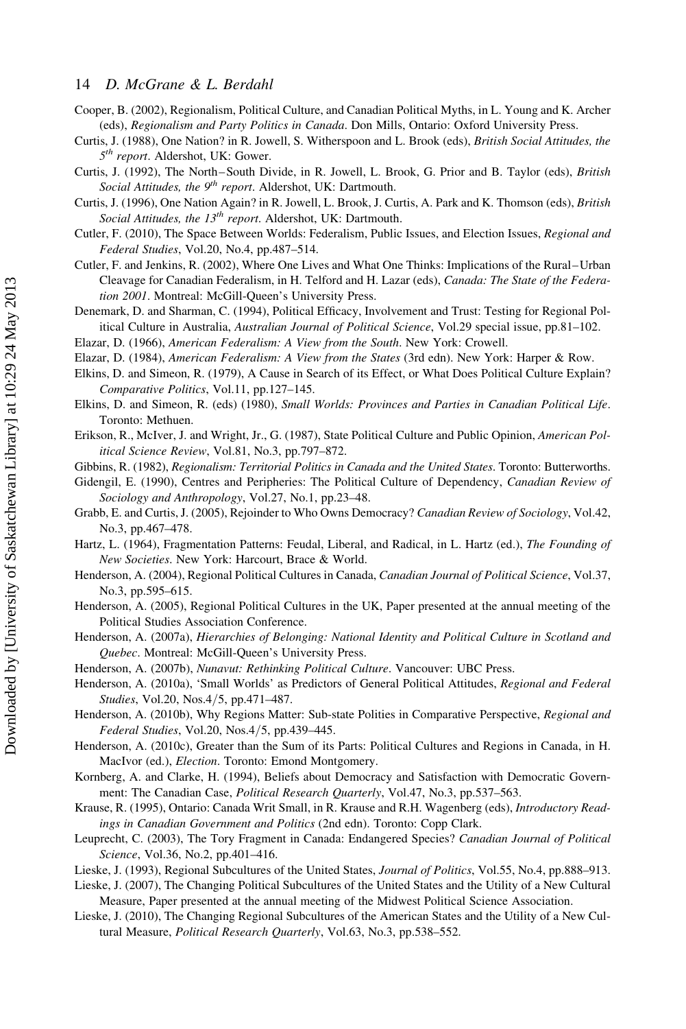Cooper, B. (2002), Regionalism, Political Culture, and Canadian Political Myths, in L. Young and K. Archer (eds), *Regionalism and Party Politics in Canada*. Don Mills, Ontario: Oxford University Press.

Curtis, J. (1988), One Nation? in R. Jowell, S. Witherspoon and L. Brook (eds), *British Social Attitudes, the 5th report*. Aldershot, UK: Gower.

Curtis, J. (1992), The North–South Divide, in R. Jowell, L. Brook, G. Prior and B. Taylor (eds), *British Social Attitudes, the 9th report*. Aldershot, UK: Dartmouth.

Curtis, J. (1996), One Nation Again? in R. Jowell, L. Brook, J. Curtis, A. Park and K. Thomson (eds), *British Social Attitudes, the 13th report*. Aldershot, UK: Dartmouth.

Cutler, F. (2010), The Space Between Worlds: Federalism, Public Issues, and Election Issues, *Regional and Federal Studies*, Vol.20, No.4, pp.487–514.

Cutler, F. and Jenkins, R. (2002), Where One Lives and What One Thinks: Implications of the Rural–Urban Cleavage for Canadian Federalism, in H. Telford and H. Lazar (eds), *Canada: The State of the Federation 2001*. Montreal: McGill-Queen's University Press.

Denemark, D. and Sharman, C. (1994), Political Efficacy, Involvement and Trust: Testing for Regional Political Culture in Australia, *Australian Journal of Political Science*, Vol.29 special issue, pp.81–102.

Elazar, D. (1966), *American Federalism: A View from the South*. New York: Crowell.

Elazar, D. (1984), *American Federalism: A View from the States* (3rd edn). New York: Harper & Row.

Elkins, D. and Simeon, R. (1979), A Cause in Search of its Effect, or What Does Political Culture Explain? *Comparative Politics*, Vol.11, pp.127–145.

Elkins, D. and Simeon, R. (eds) (1980), *Small Worlds: Provinces and Parties in Canadian Political Life*. Toronto: Methuen.

Erikson, R., McIver, J. and Wright, Jr., G. (1987), State Political Culture and Public Opinion, *American Political Science Review*, Vol.81, No.3, pp.797–872.

Gibbins, R. (1982), *Regionalism: Territorial Politics in Canada and the United States*. Toronto: Butterworths.

Gidengil, E. (1990), Centres and Peripheries: The Political Culture of Dependency, *Canadian Review of Sociology and Anthropology*, Vol.27, No.1, pp.23–48.

Grabb, E. and Curtis, J. (2005), Rejoinder to Who Owns Democracy? *Canadian Review of Sociology*, Vol.42, No.3, pp.467–478.

Hartz, L. (1964), Fragmentation Patterns: Feudal, Liberal, and Radical, in L. Hartz (ed.), *The Founding of New Societies*. New York: Harcourt, Brace & World.

Henderson, A. (2004), Regional Political Cultures in Canada, *Canadian Journal of Political Science*, Vol.37, No.3, pp.595–615.

Henderson, A. (2005), Regional Political Cultures in the UK, Paper presented at the annual meeting of the Political Studies Association Conference.

Henderson, A. (2007a), *Hierarchies of Belonging: National Identity and Political Culture in Scotland and Quebec*. Montreal: McGill-Queen's University Press.

Henderson, A. (2007b), *Nunavut: Rethinking Political Culture*. Vancouver: UBC Press.

Henderson, A. (2010a), 'Small Worlds' as Predictors of General Political Attitudes, *Regional and Federal Studies*, Vol.20, Nos.4/5, pp.471–487.

Henderson, A. (2010b), Why Regions Matter: Sub-state Polities in Comparative Perspective, *Regional and Federal Studies*, Vol.20, Nos.4/5, pp.439–445.

Henderson, A. (2010c), Greater than the Sum of its Parts: Political Cultures and Regions in Canada, in H. MacIvor (ed.), *Election*. Toronto: Emond Montgomery.

Kornberg, A. and Clarke, H. (1994), Beliefs about Democracy and Satisfaction with Democratic Government: The Canadian Case, *Political Research Quarterly*, Vol.47, No.3, pp.537–563.

Krause, R. (1995), Ontario: Canada Writ Small, in R. Krause and R.H. Wagenberg (eds), *Introductory Readings in Canadian Government and Politics* (2nd edn). Toronto: Copp Clark.

Leuprecht, C. (2003), The Tory Fragment in Canada: Endangered Species? *Canadian Journal of Political Science*, Vol.36, No.2, pp.401–416.

Lieske, J. (1993), Regional Subcultures of the United States, *Journal of Politics*, Vol.55, No.4, pp.888–913.

Lieske, J. (2007), The Changing Political Subcultures of the United States and the Utility of a New Cultural Measure, Paper presented at the annual meeting of the Midwest Political Science Association.

Lieske, J. (2010), The Changing Regional Subcultures of the American States and the Utility of a New Cultural Measure, *Political Research Quarterly*, Vol.63, No.3, pp.538–552.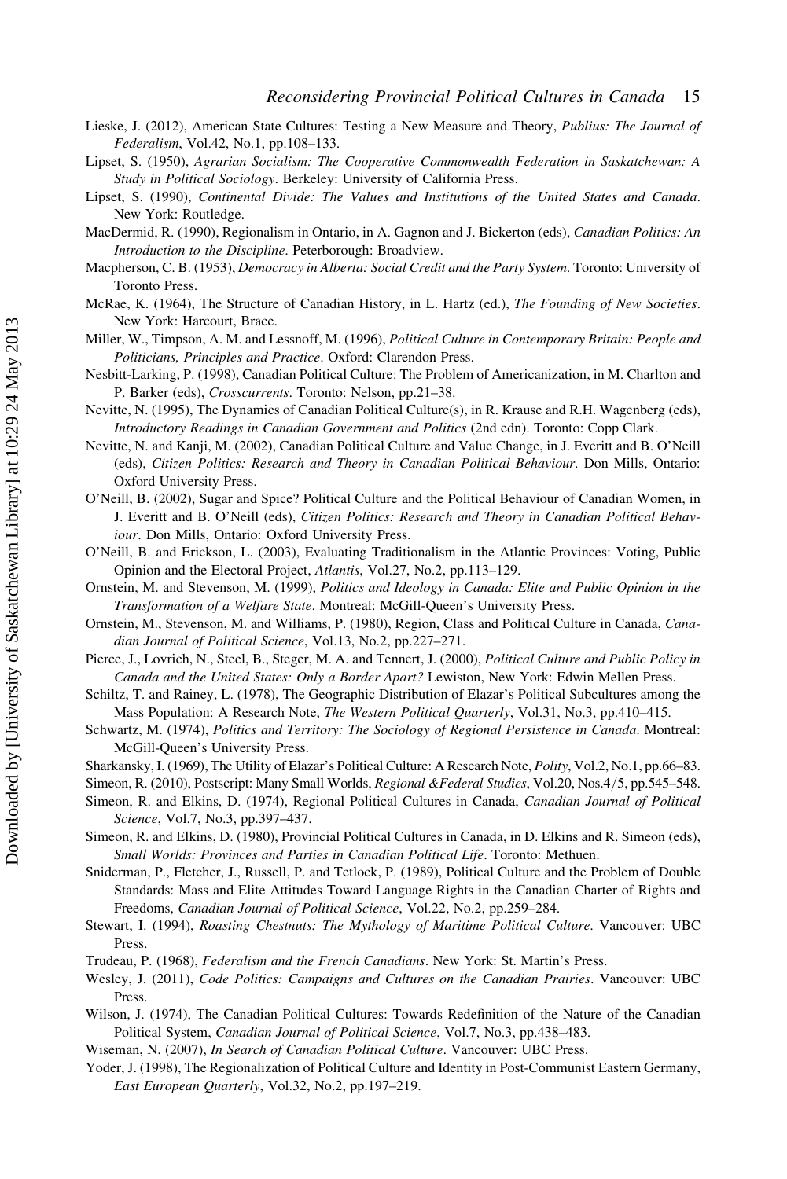Lieske, J. (2012), American State Cultures: Testing a New Measure and Theory, *Publius: The Journal of Federalism*, Vol.42, No.1, pp.108–133.

Lipset, S. (1950), *Agrarian Socialism: The Cooperative Commonwealth Federation in Saskatchewan: A Study in Political Sociology*. Berkeley: University of California Press.

Lipset, S. (1990), *Continental Divide: The Values and Institutions of the United States and Canada*. New York: Routledge.

MacDermid, R. (1990), Regionalism in Ontario, in A. Gagnon and J. Bickerton (eds), *Canadian Politics: An Introduction to the Discipline*. Peterborough: Broadview.

Macpherson, C. B. (1953), *Democracy in Alberta: Social Credit and the Party System*. Toronto: University of Toronto Press.

McRae, K. (1964), The Structure of Canadian History, in L. Hartz (ed.), *The Founding of New Societies*. New York: Harcourt, Brace.

Miller, W., Timpson, A. M. and Lessnoff, M. (1996), *Political Culture in Contemporary Britain: People and Politicians, Principles and Practice*. Oxford: Clarendon Press.

Nesbitt-Larking, P. (1998), Canadian Political Culture: The Problem of Americanization, in M. Charlton and P. Barker (eds), *Crosscurrents*. Toronto: Nelson, pp.21–38.

Nevitte, N. (1995), The Dynamics of Canadian Political Culture(s), in R. Krause and R.H. Wagenberg (eds), *Introductory Readings in Canadian Government and Politics* (2nd edn). Toronto: Copp Clark.

Nevitte, N. and Kanji, M. (2002), Canadian Political Culture and Value Change, in J. Everitt and B. O'Neill (eds), *Citizen Politics: Research and Theory in Canadian Political Behaviour*. Don Mills, Ontario: Oxford University Press.

O'Neill, B. (2002), Sugar and Spice? Political Culture and the Political Behaviour of Canadian Women, in J. Everitt and B. O'Neill (eds), *Citizen Politics: Research and Theory in Canadian Political Behaviour*. Don Mills, Ontario: Oxford University Press.

O'Neill, B. and Erickson, L. (2003), Evaluating Traditionalism in the Atlantic Provinces: Voting, Public Opinion and the Electoral Project, *Atlantis*, Vol.27, No.2, pp.113–129.

Ornstein, M. and Stevenson, M. (1999), *Politics and Ideology in Canada: Elite and Public Opinion in the Transformation of a Welfare State*. Montreal: McGill-Queen's University Press.

Ornstein, M., Stevenson, M. and Williams, P. (1980), Region, Class and Political Culture in Canada, *Canadian Journal of Political Science*, Vol.13, No.2, pp.227–271.

Pierce, J., Lovrich, N., Steel, B., Steger, M. A. and Tennert, J. (2000), *Political Culture and Public Policy in Canada and the United States: Only a Border Apart?* Lewiston, New York: Edwin Mellen Press.

Schiltz, T. and Rainey, L. (1978), The Geographic Distribution of Elazar's Political Subcultures among the Mass Population: A Research Note, *The Western Political Quarterly*, Vol.31, No.3, pp.410–415.

Schwartz, M. (1974), *Politics and Territory: The Sociology of Regional Persistence in Canada*. Montreal: McGill-Queen's University Press.

Sharkansky, I. (1969), The Utility of Elazar's Political Culture: A Research Note, *Polity*, Vol.2, No.1, pp.66–83.

Simeon, R. (2010), Postscript: Many Small Worlds, *Regional &Federal Studies*, Vol.20, Nos.4/5, pp.545–548.

Simeon, R. and Elkins, D. (1974), Regional Political Cultures in Canada, *Canadian Journal of Political Science*, Vol.7, No.3, pp.397–437.

Simeon, R. and Elkins, D. (1980), Provincial Political Cultures in Canada, in D. Elkins and R. Simeon (eds), *Small Worlds: Provinces and Parties in Canadian Political Life*. Toronto: Methuen.

Sniderman, P., Fletcher, J., Russell, P. and Tetlock, P. (1989), Political Culture and the Problem of Double Standards: Mass and Elite Attitudes Toward Language Rights in the Canadian Charter of Rights and Freedoms, *Canadian Journal of Political Science*, Vol.22, No.2, pp.259–284.

Stewart, I. (1994), *Roasting Chestnuts: The Mythology of Maritime Political Culture*. Vancouver: UBC Press.

Trudeau, P. (1968), *Federalism and the French Canadians*. New York: St. Martin's Press.

Wesley, J. (2011), *Code Politics: Campaigns and Cultures on the Canadian Prairies*. Vancouver: UBC Press.

Wilson, J. (1974), The Canadian Political Cultures: Towards Redefinition of the Nature of the Canadian Political System, *Canadian Journal of Political Science*, Vol.7, No.3, pp.438–483.

Wiseman, N. (2007), *In Search of Canadian Political Culture*. Vancouver: UBC Press.

Yoder, J. (1998), The Regionalization of Political Culture and Identity in Post-Communist Eastern Germany, *East European Quarterly*, Vol.32, No.2, pp.197–219.